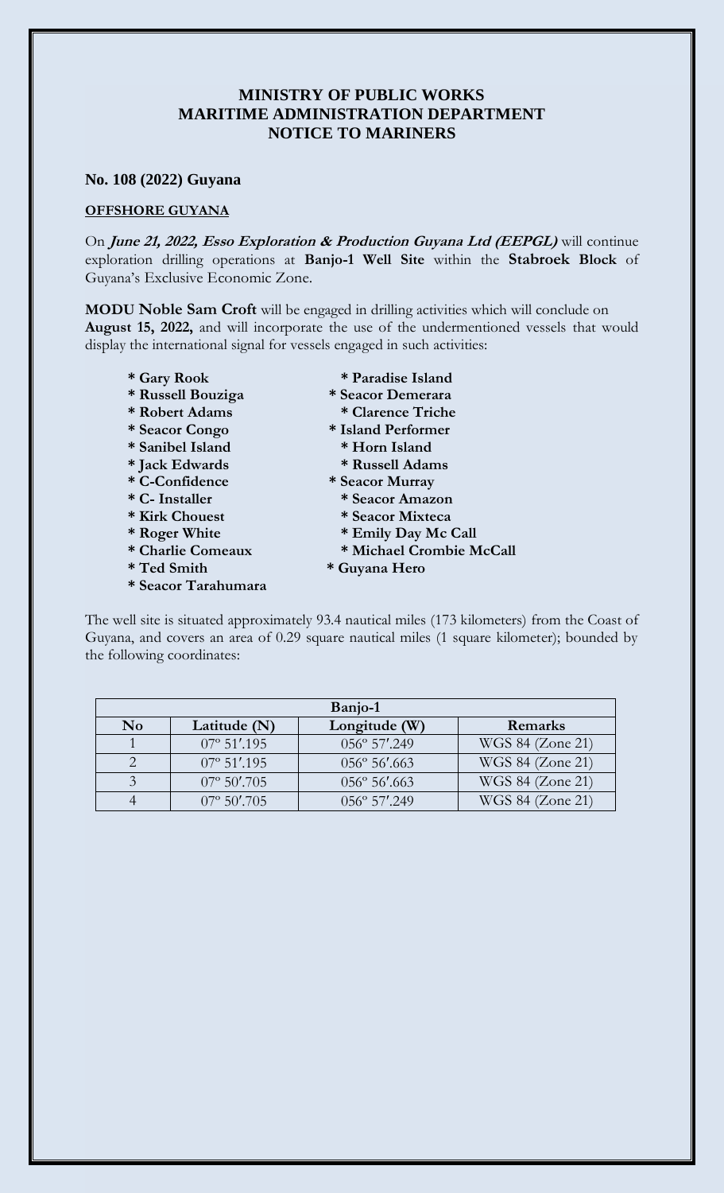# MINISTRY OF PUBLIC WORKS
# MARITIME ADMINISTRATION DEPARTMENT
# NOTICE TO MARINERS

## No. 108 (2022) Guyana

### OFFSHORE GUYANA

On ***June 21, 2022, Esso Exploration & Production Guyana Ltd (EEPGL)*** will continue exploration drilling operations at **Banjo-1 Well Site** within the **Stabroek Block** of Guyana's Exclusive Economic Zone.

**MODU Noble Sam Croft** will be engaged in drilling activities which will conclude on **August 15, 2022,** and will incorporate the use of the undermentioned vessels that would display the international signal for vessels engaged in such activities:

- **Gary Rook**
- **Russell Bouziga**
- **Robert Adams**
- **Seacor Congo**
- **Sanibel Island**
- **Jack Edwards**
- **C-Confidence**
- **C- Installer**
- **Kirk Chouest**
- **Roger White**
- **Charlie Comeaux**
- **Ted Smith**
- **Seacor Tarahumara**
- **Paradise Island**
- **Seacor Demerara**
- **Clarence Triche**
- **Island Performer**
- **Horn Island**
- **Russell Adams**
- **Seacor Murray**
- **Seacor Amazon**
- **Seacor Mixteca**
- **Emily Day Mc Call**
- **Michael Crombie McCall**
- **Guyana Hero**

The well site is situated approximately 93.4 nautical miles (173 kilometers) from the Coast of Guyana, and covers an area of 0.29 square nautical miles (1 square kilometer); bounded by the following coordinates:

| Banjo-1 | | | |
|---|---|---|---|
| **No** | **Latitude (N)** | **Longitude (W)** | **Remarks** |
| 1 | 07º 51′.195 | 056º 57′.249 | WGS 84 (Zone 21) |
| 2 | 07º 51′.195 | 056º 56′.663 | WGS 84 (Zone 21) |
| 3 | 07º 50′.705 | 056º 56′.663 | WGS 84 (Zone 21) |
| 4 | 07º 50′.705 | 056º 57′.249 | WGS 84 (Zone 21) |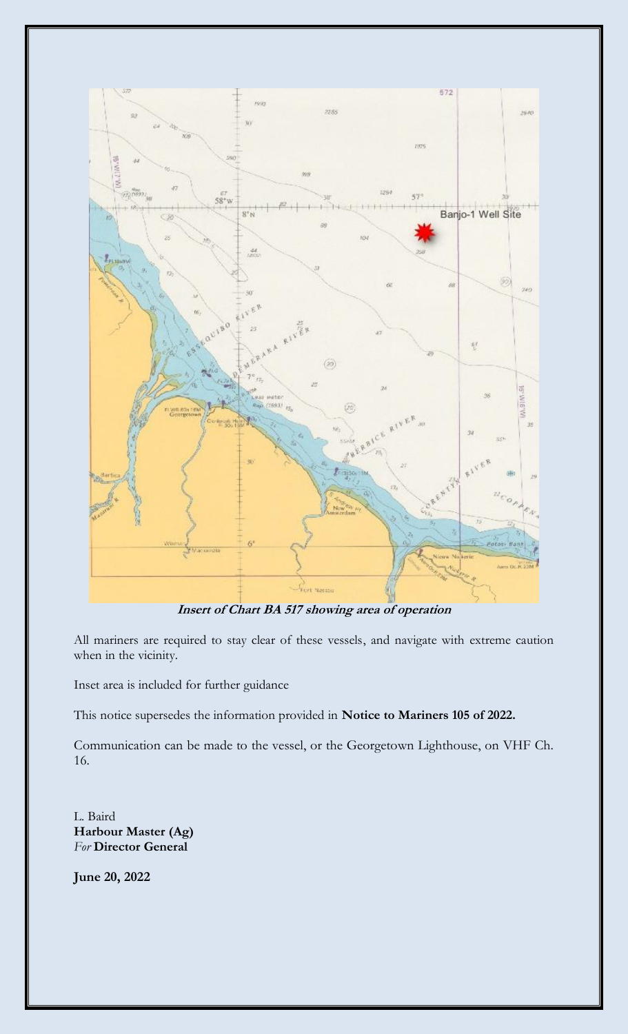**Insert of Chart BA 517 showing area of operation**

All mariners are required to stay clear of these vessels, and navigate with extreme caution when in the vicinity.

Inset area is included for further guidance

This notice supersedes the information provided in **Notice to Mariners 105 of 2022.**

Communication can be made to the vessel, or the Georgetown Lighthouse, on VHF Ch. 16.

L. Baird
**Harbour Master (Ag)**
*For* **Director General**

**June 20, 2022**